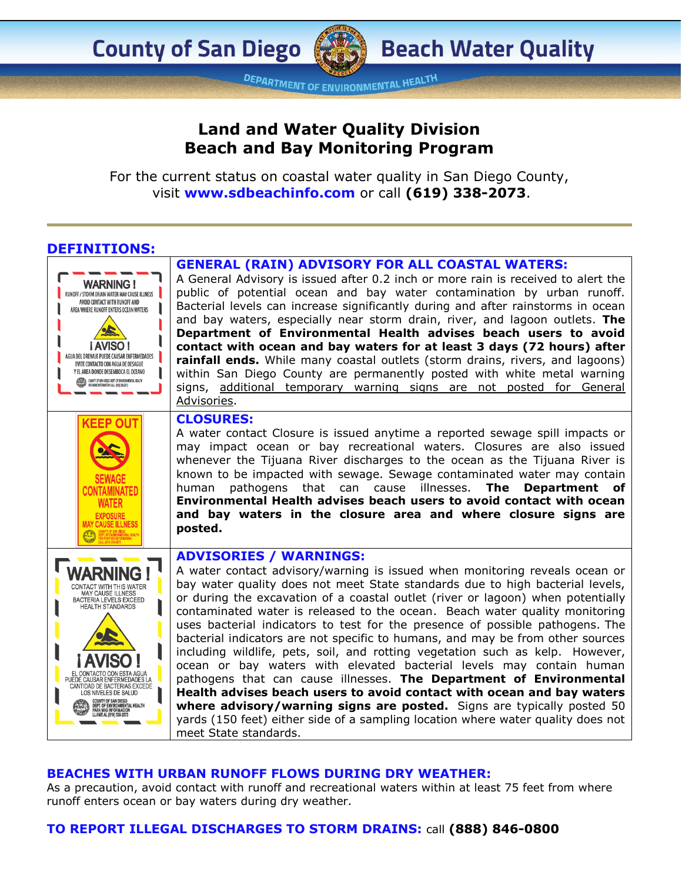# County of San Diego Beach Water Quality

DEPARTMENT OF ENVIRONMENTAL HEALTH

## Land and Water Quality Division
## Beach and Bay Monitoring Program

For the current status on coastal water quality in San Diego County, visit **www.sdbeachinfo.com** or call **(619) 338-2073**.

---

### DEFINITIONS:

| Sign | Definition |
|---|---|
| WARNING! RUNOFF / STORM DRAIN WATER MAY CAUSE ILLNESS. AVOID CONTACT WITH RUNOFF AND AREA WHERE RUNOFF ENTERS OCEAN WATERS. ¡AVISO! AGUA DEL DRENAJE PUEDE CAUSAR ENFERMEDADES. EVITE CONTACTO CON AGUA DE DESAGUE Y EL AREA DONDE DESEMBOCA EL OCEANO | **GENERAL (RAIN) ADVISORY FOR ALL COASTAL WATERS:** A General Advisory is issued after 0.2 inch or more rain is received to alert the public of potential ocean and bay water contamination by urban runoff. Bacterial levels can increase significantly during and after rainstorms in ocean and bay waters, especially near storm drain, river, and lagoon outlets. **The Department of Environmental Health advises beach users to avoid contact with ocean and bay waters for at least 3 days (72 hours) after rainfall ends.** While many coastal outlets (storm drains, rivers, and lagoons) within San Diego County are permanently posted with white metal warning signs, additional temporary warning signs are not posted for General Advisories. |
| KEEP OUT. SEWAGE CONTAMINATED WATER. EXPOSURE MAY CAUSE ILLNESS | **CLOSURES:** A water contact Closure is issued anytime a reported sewage spill impacts or may impact ocean or bay recreational waters. Closures are also issued whenever the Tijuana River discharges to the ocean as the Tijuana River is known to be impacted with sewage. Sewage contaminated water may contain human pathogens that can cause illnesses. **The Department of Environmental Health advises beach users to avoid contact with ocean and bay waters in the closure area and where closure signs are posted.** |
| WARNING! CONTACT WITH THIS WATER MAY CAUSE ILLNESS. BACTERIA LEVELS EXCEED HEALTH STANDARDS. ¡AVISO! EL CONTACTO CON ESTA AGUA PUEDE CAUSAR ENFERMEDADES LA CANTIDAD DE BACTERIAS EXCEDE LOS NIVELES DE SALUD. COUNTY OF SAN DIEGO DEPT. OF ENVIRONMENTAL HEALTH PARA MAS INFORMACION LLAME AL (619) 338-2073 | **ADVISORIES / WARNINGS:** A water contact advisory/warning is issued when monitoring reveals ocean or bay water quality does not meet State standards due to high bacterial levels, or during the excavation of a coastal outlet (river or lagoon) when potentially contaminated water is released to the ocean. Beach water quality monitoring uses bacterial indicators to test for the presence of possible pathogens. The bacterial indicators are not specific to humans, and may be from other sources including wildlife, pets, soil, and rotting vegetation such as kelp. However, ocean or bay waters with elevated bacterial levels may contain human pathogens that can cause illnesses. **The Department of Environmental Health advises beach users to avoid contact with ocean and bay waters where advisory/warning signs are posted.** Signs are typically posted 50 yards (150 feet) either side of a sampling location where water quality does not meet State standards. |

### BEACHES WITH URBAN RUNOFF FLOWS DURING DRY WEATHER:

As a precaution, avoid contact with runoff and recreational waters within at least 75 feet from where runoff enters ocean or bay waters during dry weather.

### TO REPORT ILLEGAL DISCHARGES TO STORM DRAINS: call **(888) 846-0800**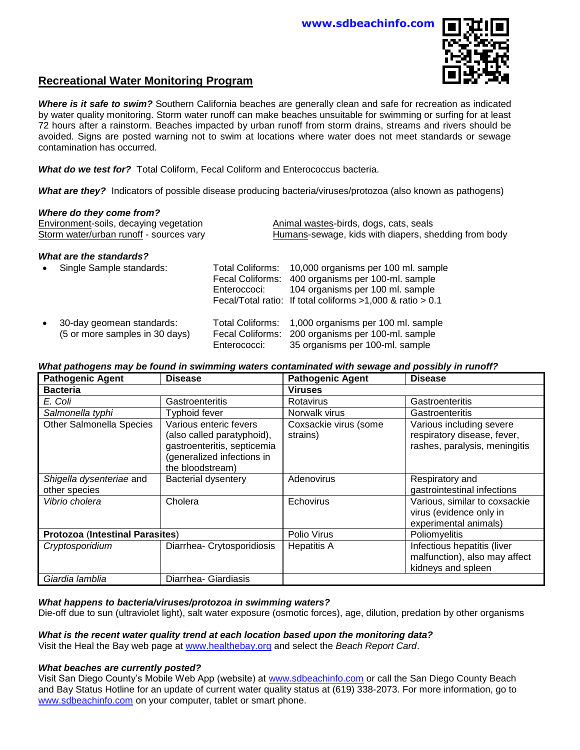www.sdbeachinfo.com

## Recreational Water Monitoring Program

***Where is it safe to swim?*** Southern California beaches are generally clean and safe for recreation as indicated by water quality monitoring. Storm water runoff can make beaches unsuitable for swimming or surfing for at least 72 hours after a rainstorm. Beaches impacted by urban runoff from storm drains, streams and rivers should be avoided. Signs are posted warning not to swim at locations where water does not meet standards or sewage contamination has occurred.

***What do we test for?*** Total Coliform, Fecal Coliform and Enterococcus bacteria.

***What are they?*** Indicators of possible disease producing bacteria/viruses/protozoa (also known as pathogens)

***Where do they come from?***

Environment-soils, decaying vegetation
Storm water/urban runoff - sources vary
Animal wastes-birds, dogs, cats, seals
Humans-sewage, kids with diapers, shedding from body

***What are the standards?***

- Single Sample standards:
  - Total Coliforms: 10,000 organisms per 100 ml. sample
  - Fecal Coliforms: 400 organisms per 100-ml. sample
  - Enteroccoci: 104 organisms per 100 ml. sample
  - Fecal/Total ratio: If total coliforms >1,000 & ratio > 0.1
- 30-day geomean standards: (5 or more samples in 30 days)
  - Total Coliforms: 1,000 organisms per 100 ml. sample
  - Fecal Coliforms: 200 organisms per 100-ml. sample
  - Enterococci: 35 organisms per 100-ml. sample

***What pathogens may be found in swimming waters contaminated with sewage and possibly in runoff?***

| Pathogenic Agent | Disease | Pathogenic Agent | Disease |
|---|---|---|---|
| **Bacteria** | | **Viruses** | |
| *E. Coli* | Gastroenteritis | Rotavirus | Gastroenteritis |
| *Salmonella typhi* | Typhoid fever | Norwalk virus | Gastroenteritis |
| Other Salmonella Species | Various enteric fevers (also called paratyphoid), gastroenteritis, septicemia (generalized infections in the bloodstream) | Coxsackie virus (some strains) | Various including severe respiratory disease, fever, rashes, paralysis, meningitis |
| *Shigella dysenteriae* and other species | Bacterial dysentery | Adenovirus | Respiratory and gastrointestinal infections |
| *Vibrio cholera* | Cholera | Echovirus | Various, similar to coxsackie virus (evidence only in experimental animals) |
| **Protozoa (Intestinal Parasites)** | | Polio Virus | Poliomyelitis |
| *Cryptosporidium* | Diarrhea- Crytosporidiosis | Hepatitis A | Infectious hepatitis (liver malfunction), also may affect kidneys and spleen |
| *Giardia lamblia* | Diarrhea- Giardiasis | | |

***What happens to bacteria/viruses/protozoa in swimming waters?***
Die-off due to sun (ultraviolet light), salt water exposure (osmotic forces), age, dilution, predation by other organisms

***What is the recent water quality trend at each location based upon the monitoring data?***
Visit the Heal the Bay web page at www.healthebay.org and select the *Beach Report Card*.

***What beaches are currently posted?***
Visit San Diego County's Mobile Web App (website) at www.sdbeachinfo.com or call the San Diego County Beach and Bay Status Hotline for an update of current water quality status at (619) 338-2073. For more information, go to www.sdbeachinfo.com on your computer, tablet or smart phone.